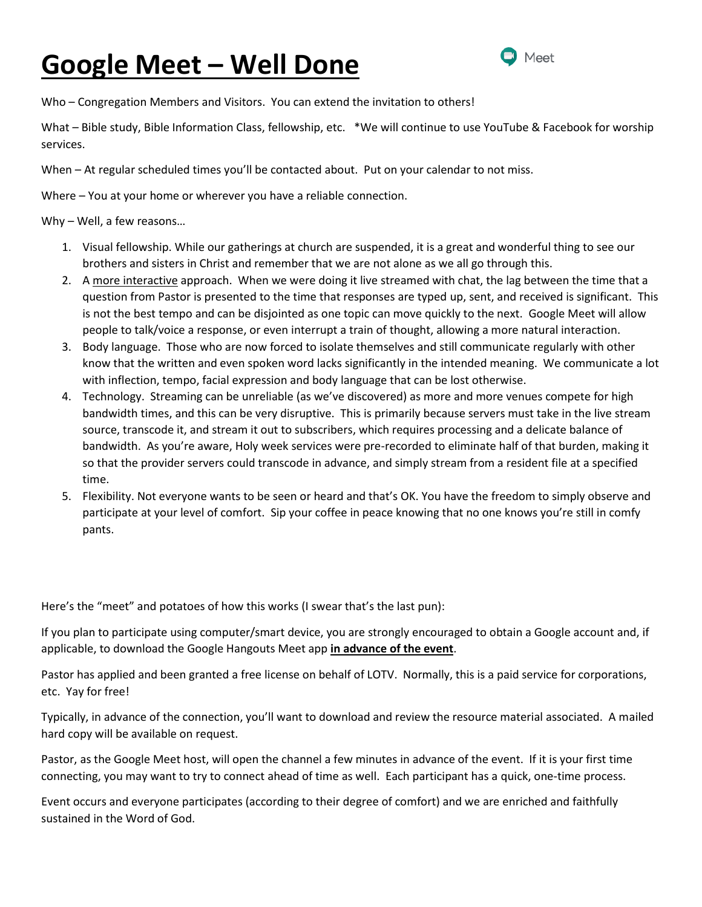# **Google Meet – Well Done**

Meet

Who – Congregation Members and Visitors. You can extend the invitation to others!

What – Bible study, Bible Information Class, fellowship, etc. *We will continue to use YouTube & Facebook for worship services.

When – At regular scheduled times you'll be contacted about. Put on your calendar to not miss.

Where – You at your home or wherever you have a reliable connection.

Why – Well, a few reasons…

1. Visual fellowship. While our gatherings at church are suspended, it is a great and wonderful thing to see our brothers and sisters in Christ and remember that we are not alone as we all go through this.
2. A <u>more interactive</u> approach. When we were doing it live streamed with chat, the lag between the time that a question from Pastor is presented to the time that responses are typed up, sent, and received is significant. This is not the best tempo and can be disjointed as one topic can move quickly to the next. Google Meet will allow people to talk/voice a response, or even interrupt a train of thought, allowing a more natural interaction.
3. Body language. Those who are now forced to isolate themselves and still communicate regularly with other know that the written and even spoken word lacks significantly in the intended meaning. We communicate a lot with inflection, tempo, facial expression and body language that can be lost otherwise.
4. Technology. Streaming can be unreliable (as we've discovered) as more and more venues compete for high bandwidth times, and this can be very disruptive. This is primarily because servers must take in the live stream source, transcode it, and stream it out to subscribers, which requires processing and a delicate balance of bandwidth. As you're aware, Holy week services were pre-recorded to eliminate half of that burden, making it so that the provider servers could transcode in advance, and simply stream from a resident file at a specified time.
5. Flexibility. Not everyone wants to be seen or heard and that's OK. You have the freedom to simply observe and participate at your level of comfort. Sip your coffee in peace knowing that no one knows you're still in comfy pants.

Here's the "meet" and potatoes of how this works (I swear that's the last pun):

If you plan to participate using computer/smart device, you are strongly encouraged to obtain a Google account and, if applicable, to download the Google Hangouts Meet app **<u>in advance of the event</u>**.

Pastor has applied and been granted a free license on behalf of LOTV. Normally, this is a paid service for corporations, etc. Yay for free!

Typically, in advance of the connection, you'll want to download and review the resource material associated. A mailed hard copy will be available on request.

Pastor, as the Google Meet host, will open the channel a few minutes in advance of the event. If it is your first time connecting, you may want to try to connect ahead of time as well. Each participant has a quick, one-time process.

Event occurs and everyone participates (according to their degree of comfort) and we are enriched and faithfully sustained in the Word of God.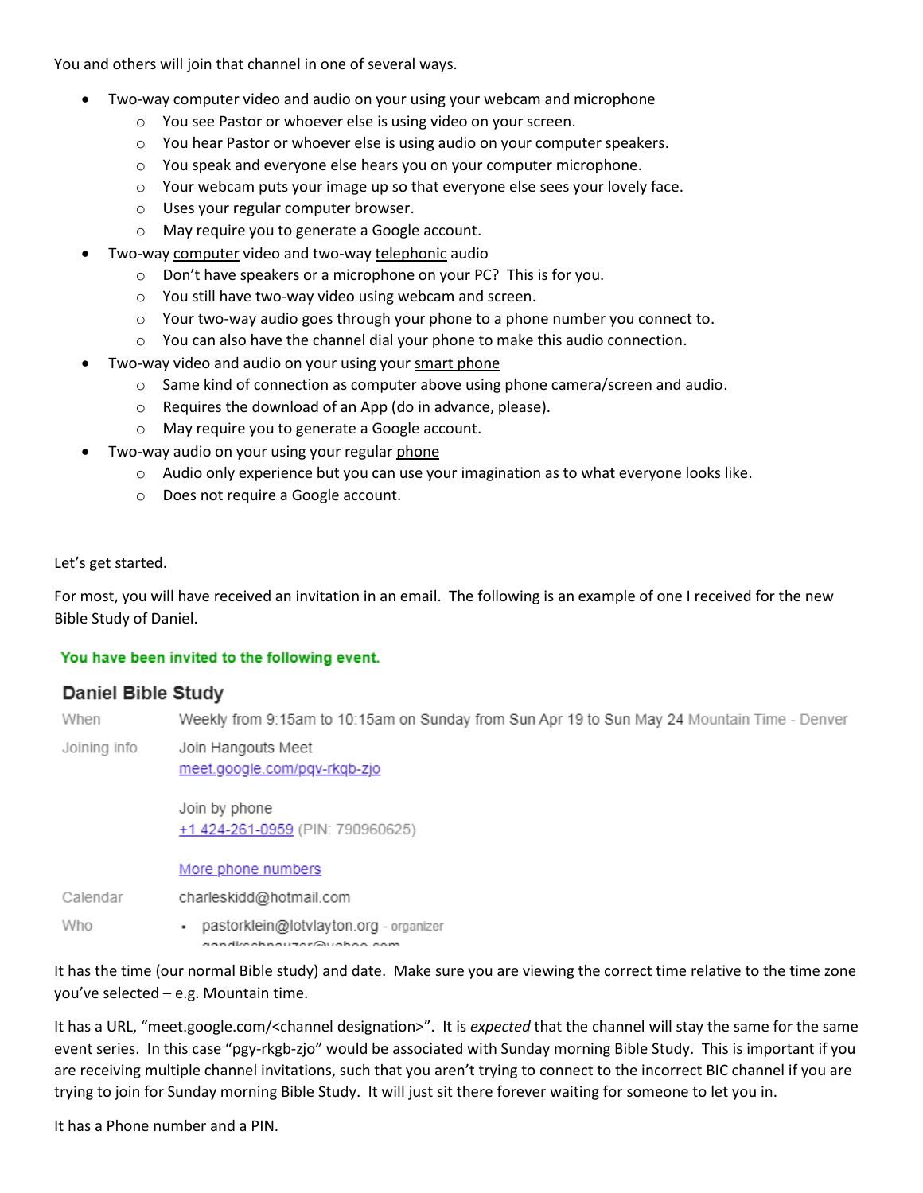You and others will join that channel in one of several ways.

- Two-way computer video and audio on your using your webcam and microphone
  - You see Pastor or whoever else is using video on your screen.
  - You hear Pastor or whoever else is using audio on your computer speakers.
  - You speak and everyone else hears you on your computer microphone.
  - Your webcam puts your image up so that everyone else sees your lovely face.
  - Uses your regular computer browser.
  - May require you to generate a Google account.
- Two-way computer video and two-way telephonic audio
  - Don't have speakers or a microphone on your PC? This is for you.
  - You still have two-way video using webcam and screen.
  - Your two-way audio goes through your phone to a phone number you connect to.
  - You can also have the channel dial your phone to make this audio connection.
- Two-way video and audio on your using your smart phone
  - Same kind of connection as computer above using phone camera/screen and audio.
  - Requires the download of an App (do in advance, please).
  - May require you to generate a Google account.
- Two-way audio on your using your regular phone
  - Audio only experience but you can use your imagination as to what everyone looks like.
  - Does not require a Google account.

Let's get started.

For most, you will have received an invitation in an email. The following is an example of one I received for the new Bible Study of Daniel.

**You have been invited to the following event.**

**Daniel Bible Study**

| | |
|---|---|
| When | Weekly from 9:15am to 10:15am on Sunday from Sun Apr 19 to Sun May 24 Mountain Time - Denver |
| Joining info | Join Hangouts Meet<br>meet.google.com/pqv-rkqb-zjo<br><br>Join by phone<br>+1 424-261-0959 (PIN: 790960625)<br><br>More phone numbers |
| Calendar | charleskidd@hotmail.com |
| Who | • pastorklein@lotvlayton.org - organizer |

It has the time (our normal Bible study) and date. Make sure you are viewing the correct time relative to the time zone you've selected – e.g. Mountain time.

It has a URL, "meet.google.com/<channel designation>". It is *expected* that the channel will stay the same for the same event series. In this case "pgy-rkgb-zjo" would be associated with Sunday morning Bible Study. This is important if you are receiving multiple channel invitations, such that you aren't trying to connect to the incorrect BIC channel if you are trying to join for Sunday morning Bible Study. It will just sit there forever waiting for someone to let you in.

It has a Phone number and a PIN.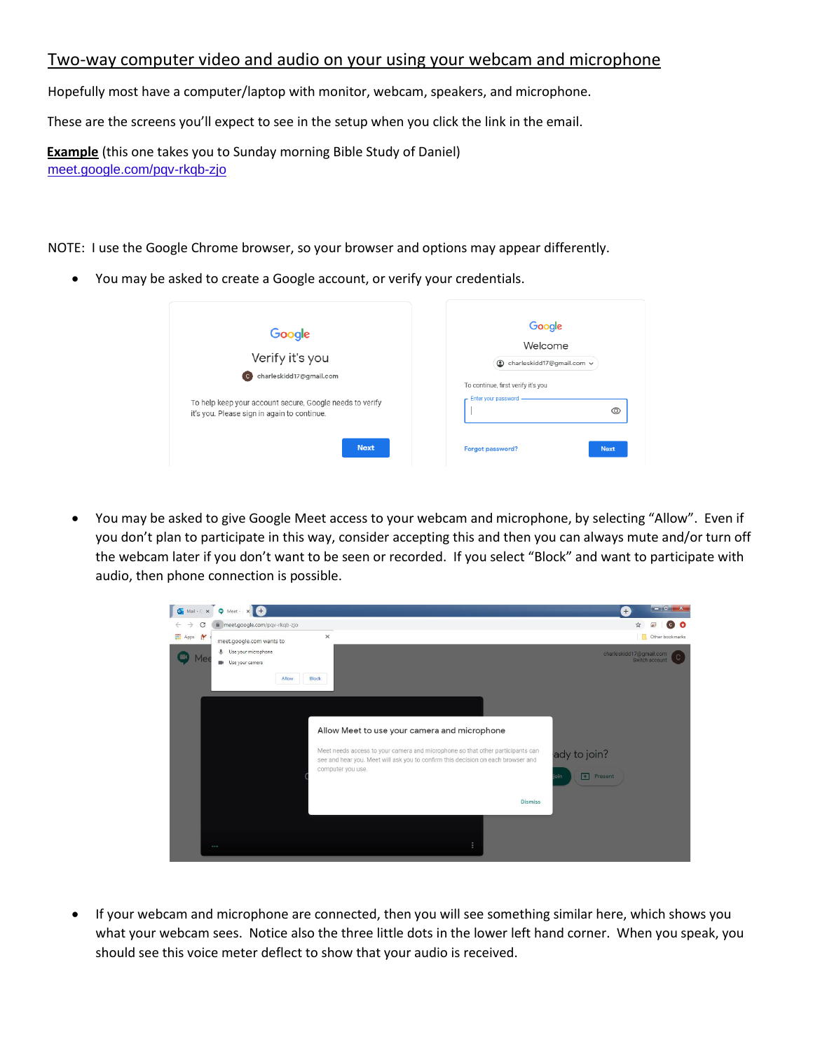## Two-way computer video and audio on your using your webcam and microphone

Hopefully most have a computer/laptop with monitor, webcam, speakers, and microphone.

These are the screens you'll expect to see in the setup when you click the link in the email.

**Example** (this one takes you to Sunday morning Bible Study of Daniel)
meet.google.com/pqv-rkqb-zjo

NOTE: I use the Google Chrome browser, so your browser and options may appear differently.

- You may be asked to create a Google account, or verify your credentials.

- You may be asked to give Google Meet access to your webcam and microphone, by selecting "Allow". Even if you don't plan to participate in this way, consider accepting this and then you can always mute and/or turn off the webcam later if you don't want to be seen or recorded. If you select "Block" and want to participate with audio, then phone connection is possible.

- If your webcam and microphone are connected, then you will see something similar here, which shows you what your webcam sees. Notice also the three little dots in the lower left hand corner. When you speak, you should see this voice meter deflect to show that your audio is received.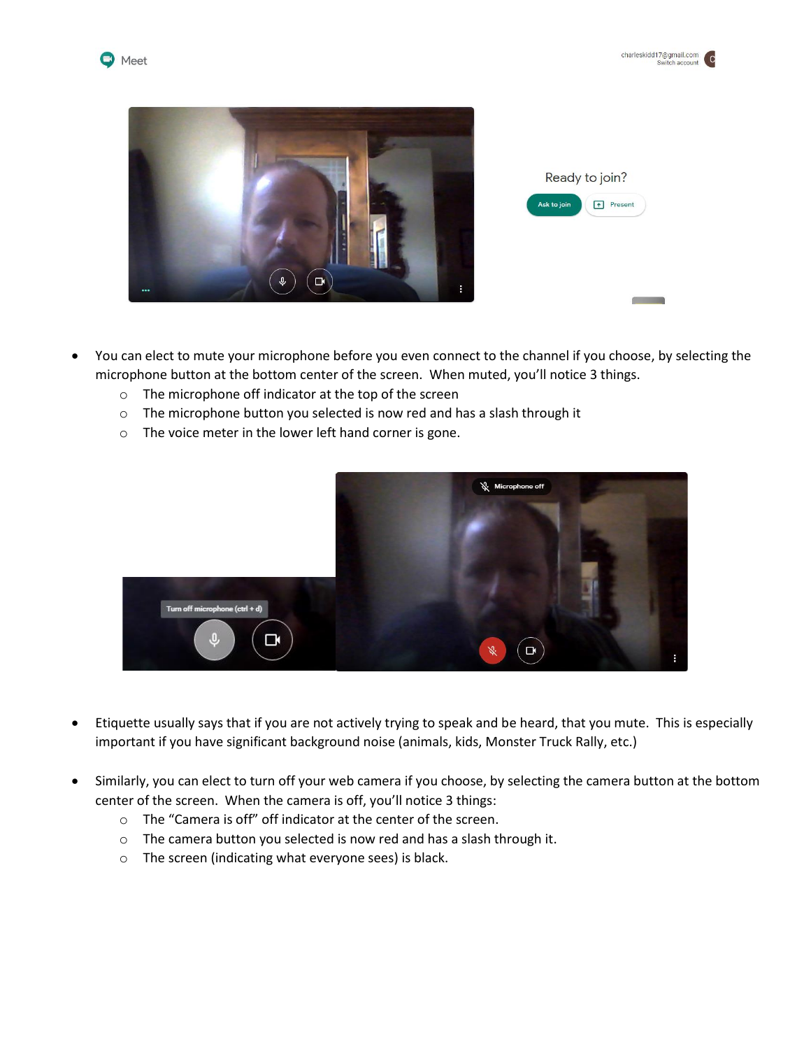- You can elect to mute your microphone before you even connect to the channel if you choose, by selecting the microphone button at the bottom center of the screen. When muted, you'll notice 3 things.
  - The microphone off indicator at the top of the screen
  - The microphone button you selected is now red and has a slash through it
  - The voice meter in the lower left hand corner is gone.

- Etiquette usually says that if you are not actively trying to speak and be heard, that you mute. This is especially important if you have significant background noise (animals, kids, Monster Truck Rally, etc.)

- Similarly, you can elect to turn off your web camera if you choose, by selecting the camera button at the bottom center of the screen. When the camera is off, you'll notice 3 things:
  - The "Camera is off" off indicator at the center of the screen.
  - The camera button you selected is now red and has a slash through it.
  - The screen (indicating what everyone sees) is black.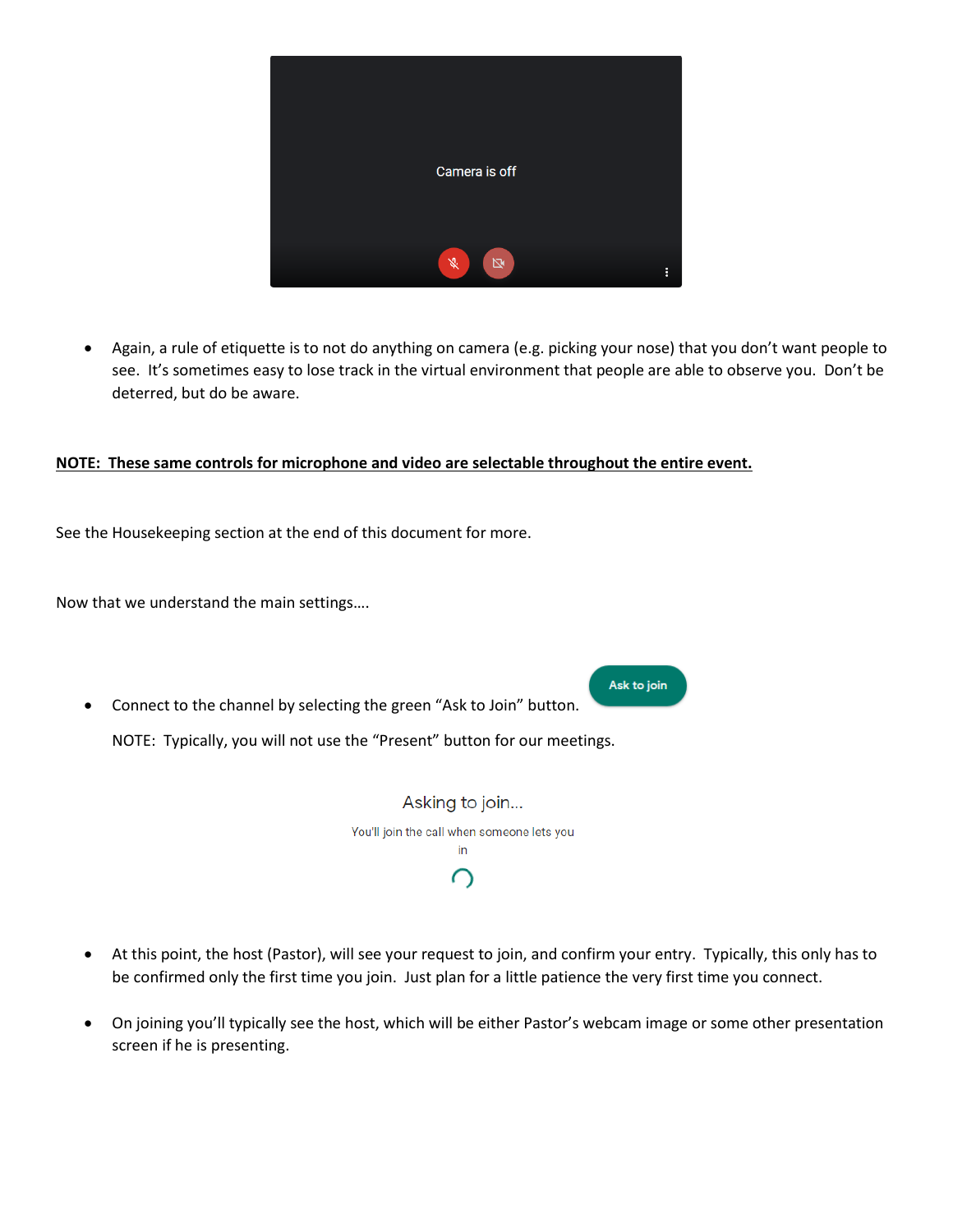- Again, a rule of etiquette is to not do anything on camera (e.g. picking your nose) that you don't want people to see. It's sometimes easy to lose track in the virtual environment that people are able to observe you. Don't be deterred, but do be aware.

**NOTE: These same controls for microphone and video are selectable throughout the entire event.**

See the Housekeeping section at the end of this document for more.

Now that we understand the main settings….

- Connect to the channel by selecting the green "Ask to Join" button.

  NOTE: Typically, you will not use the "Present" button for our meetings.

- At this point, the host (Pastor), will see your request to join, and confirm your entry. Typically, this only has to be confirmed only the first time you join. Just plan for a little patience the very first time you connect.

- On joining you'll typically see the host, which will be either Pastor's webcam image or some other presentation screen if he is presenting.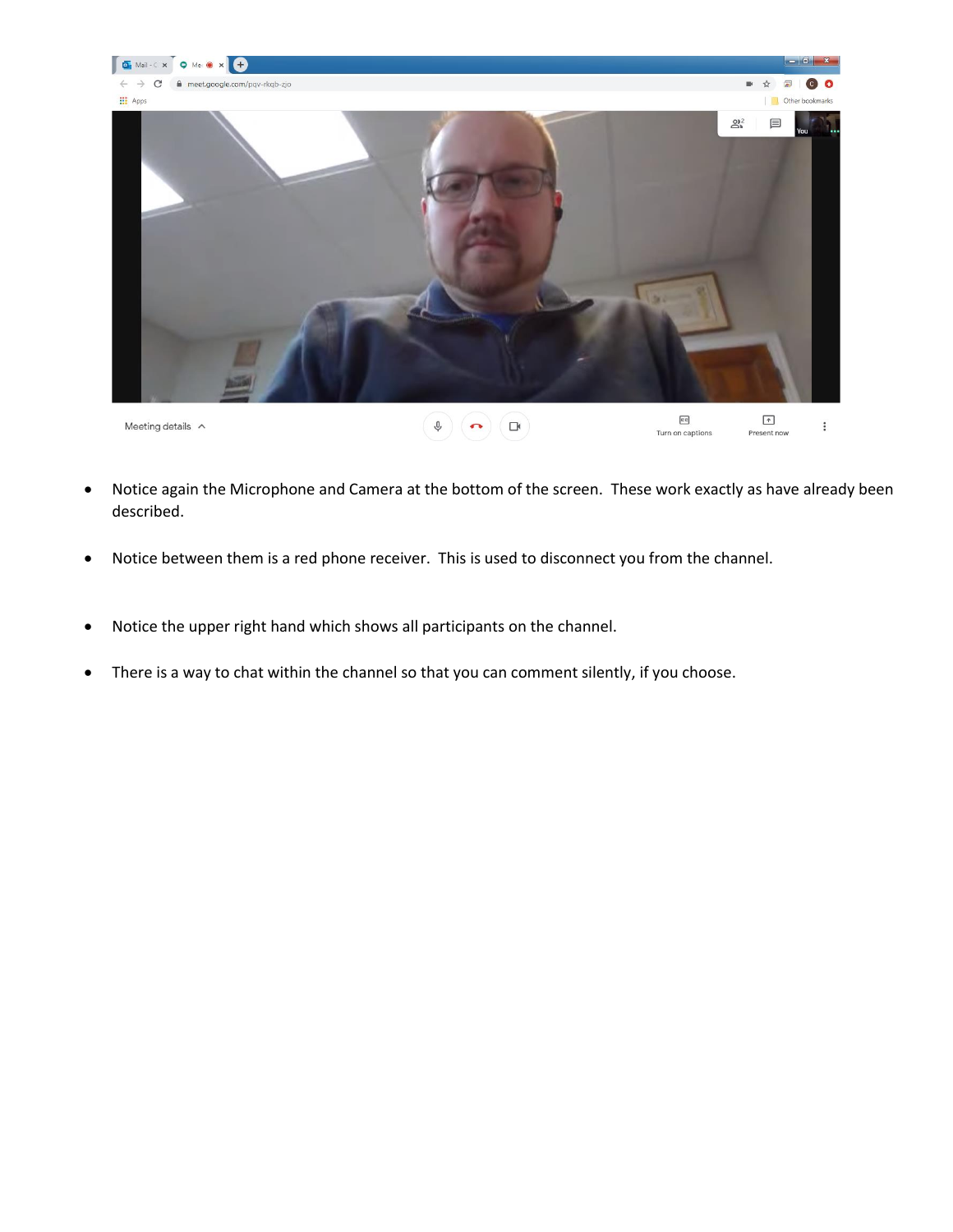- Notice again the Microphone and Camera at the bottom of the screen. These work exactly as have already been described.

- Notice between them is a red phone receiver. This is used to disconnect you from the channel.

- Notice the upper right hand which shows all participants on the channel.

- There is a way to chat within the channel so that you can comment silently, if you choose.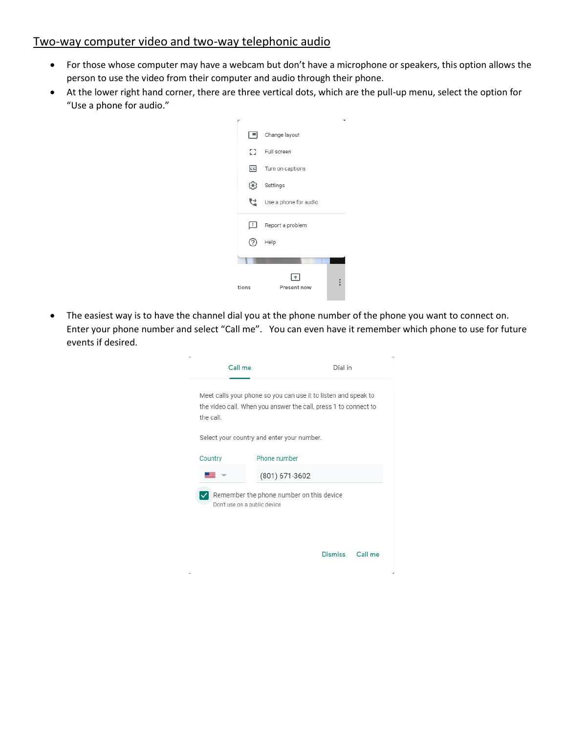## Two-way computer video and two-way telephonic audio

- For those whose computer may have a webcam but don’t have a microphone or speakers, this option allows the person to use the video from their computer and audio through their phone.
- At the lower right hand corner, there are three vertical dots, which are the pull-up menu, select the option for “Use a phone for audio.”

- The easiest way is to have the channel dial you at the phone number of the phone you want to connect on. Enter your phone number and select “Call me”. You can even have it remember which phone to use for future events if desired.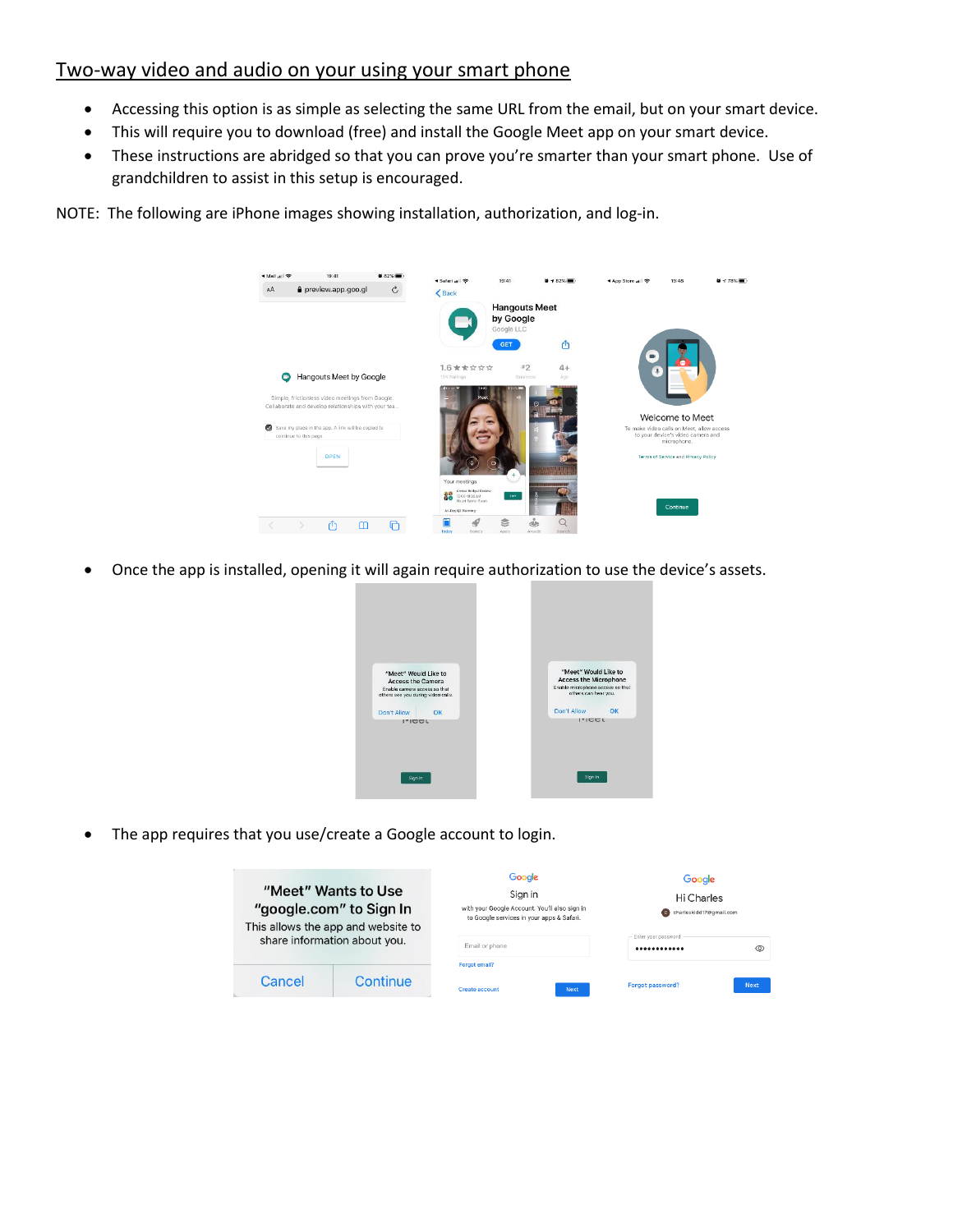## Two-way video and audio on your using your smart phone

- Accessing this option is as simple as selecting the same URL from the email, but on your smart device.
- This will require you to download (free) and install the Google Meet app on your smart device.
- These instructions are abridged so that you can prove you're smarter than your smart phone. Use of grandchildren to assist in this setup is encouraged.

NOTE: The following are iPhone images showing installation, authorization, and log-in.

- Once the app is installed, opening it will again require authorization to use the device's assets.

- The app requires that you use/create a Google account to login.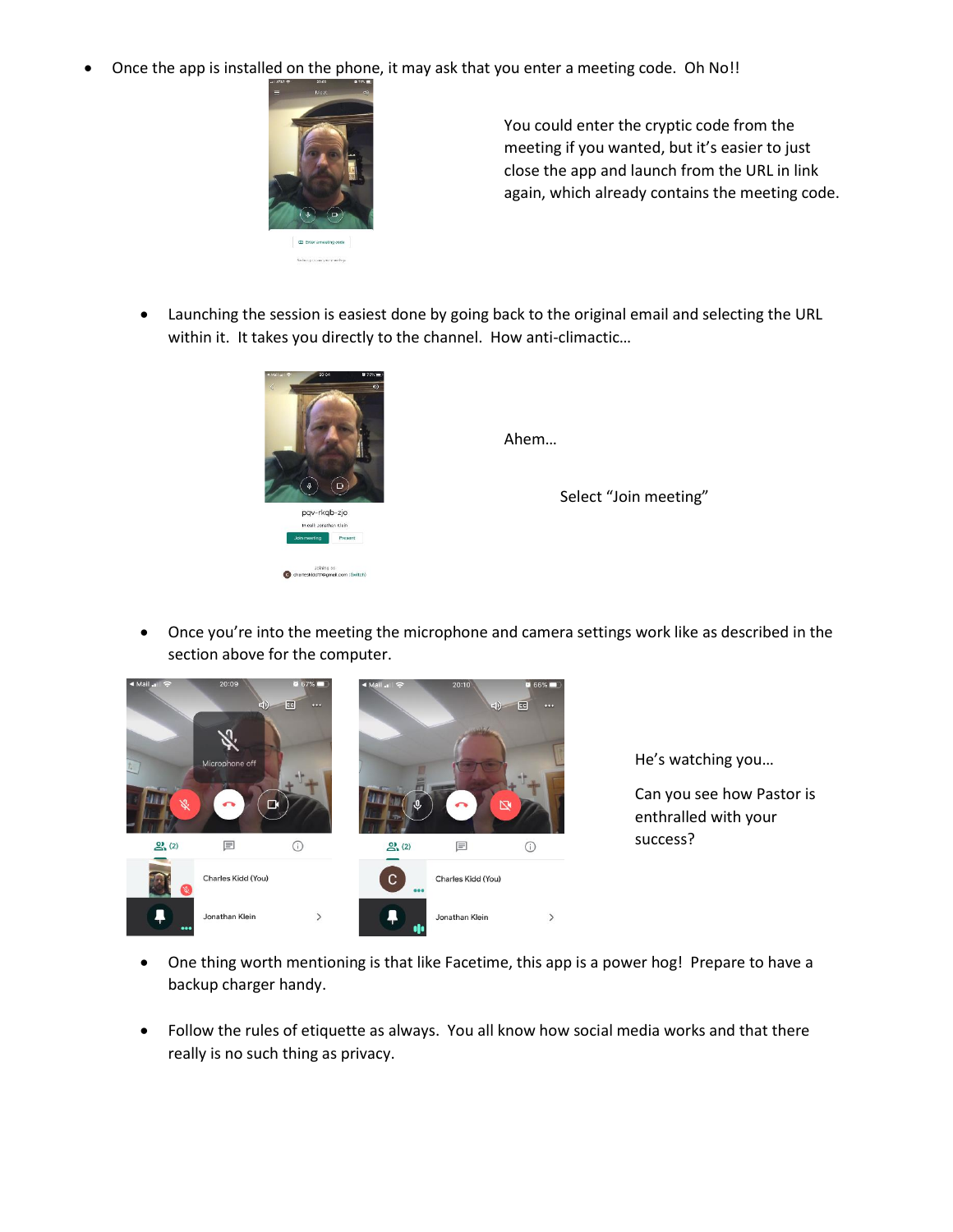- Once the app is installed on the phone, it may ask that you enter a meeting code. Oh No!!

You could enter the cryptic code from the meeting if you wanted, but it's easier to just close the app and launch from the URL in link again, which already contains the meeting code.

- Launching the session is easiest done by going back to the original email and selecting the URL within it. It takes you directly to the channel. How anti-climactic…

Ahem…

Select "Join meeting"

- Once you're into the meeting the microphone and camera settings work like as described in the section above for the computer.

He's watching you…

Can you see how Pastor is enthralled with your success?

- One thing worth mentioning is that like Facetime, this app is a power hog! Prepare to have a backup charger handy.

- Follow the rules of etiquette as always. You all know how social media works and that there really is no such thing as privacy.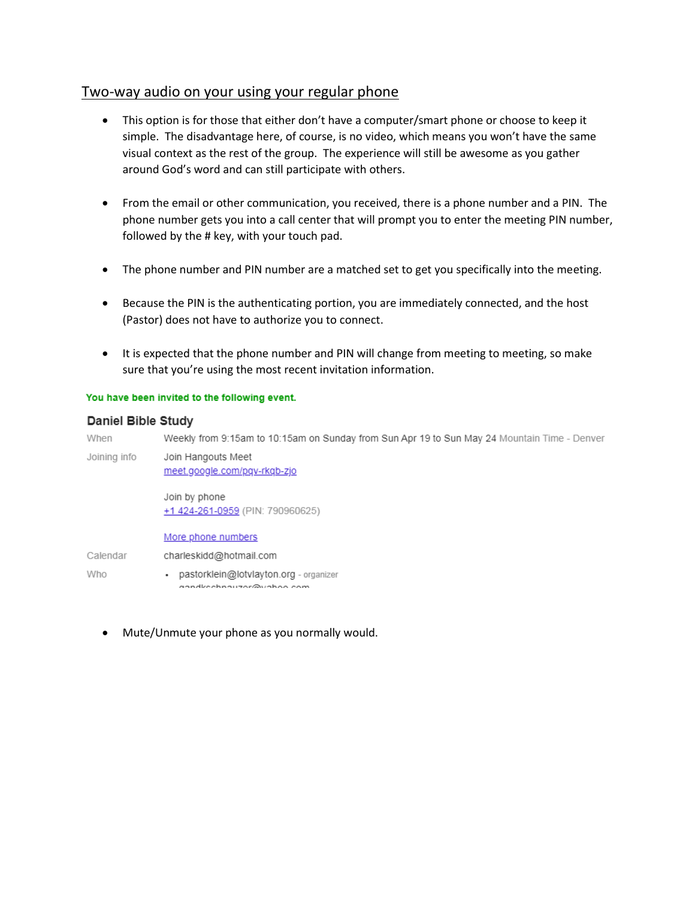## Two-way audio on your using your regular phone

- This option is for those that either don't have a computer/smart phone or choose to keep it simple. The disadvantage here, of course, is no video, which means you won't have the same visual context as the rest of the group. The experience will still be awesome as you gather around God's word and can still participate with others.

- From the email or other communication, you received, there is a phone number and a PIN. The phone number gets you into a call center that will prompt you to enter the meeting PIN number, followed by the # key, with your touch pad.

- The phone number and PIN number are a matched set to get you specifically into the meeting.

- Because the PIN is the authenticating portion, you are immediately connected, and the host (Pastor) does not have to authorize you to connect.

- It is expected that the phone number and PIN will change from meeting to meeting, so make sure that you're using the most recent invitation information.

**You have been invited to the following event.**

**Daniel Bible Study**

| | |
|---|---|
| When | Weekly from 9:15am to 10:15am on Sunday from Sun Apr 19 to Sun May 24 Mountain Time - Denver |
| Joining info | Join Hangouts Meet<br>meet.google.com/pqv-rkqb-zjo<br><br>Join by phone<br>+1 424-261-0959 (PIN: 790960625)<br><br>More phone numbers |
| Calendar | charleskidd@hotmail.com |
| Who | • pastorklein@lotvlayton.org - organizer |

- Mute/Unmute your phone as you normally would.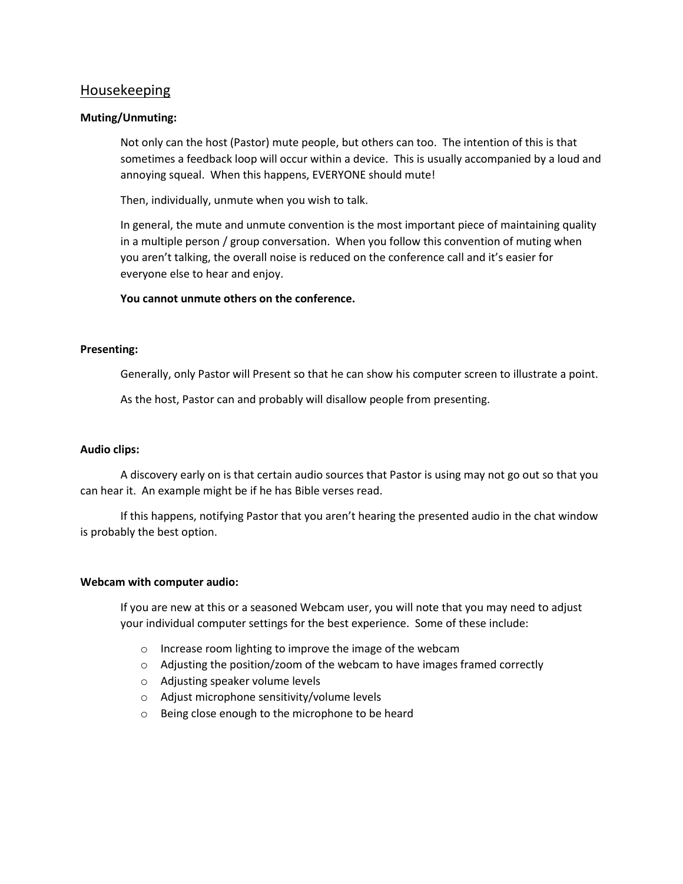## Housekeeping

**Muting/Unmuting:**

Not only can the host (Pastor) mute people, but others can too. The intention of this is that sometimes a feedback loop will occur within a device. This is usually accompanied by a loud and annoying squeal. When this happens, EVERYONE should mute!

Then, individually, unmute when you wish to talk.

In general, the mute and unmute convention is the most important piece of maintaining quality in a multiple person / group conversation. When you follow this convention of muting when you aren't talking, the overall noise is reduced on the conference call and it's easier for everyone else to hear and enjoy.

**You cannot unmute others on the conference.**

**Presenting:**

Generally, only Pastor will Present so that he can show his computer screen to illustrate a point.

As the host, Pastor can and probably will disallow people from presenting.

**Audio clips:**

A discovery early on is that certain audio sources that Pastor is using may not go out so that you can hear it. An example might be if he has Bible verses read.

If this happens, notifying Pastor that you aren't hearing the presented audio in the chat window is probably the best option.

**Webcam with computer audio:**

If you are new at this or a seasoned Webcam user, you will note that you may need to adjust your individual computer settings for the best experience. Some of these include:

- Increase room lighting to improve the image of the webcam
- Adjusting the position/zoom of the webcam to have images framed correctly
- Adjusting speaker volume levels
- Adjust microphone sensitivity/volume levels
- Being close enough to the microphone to be heard